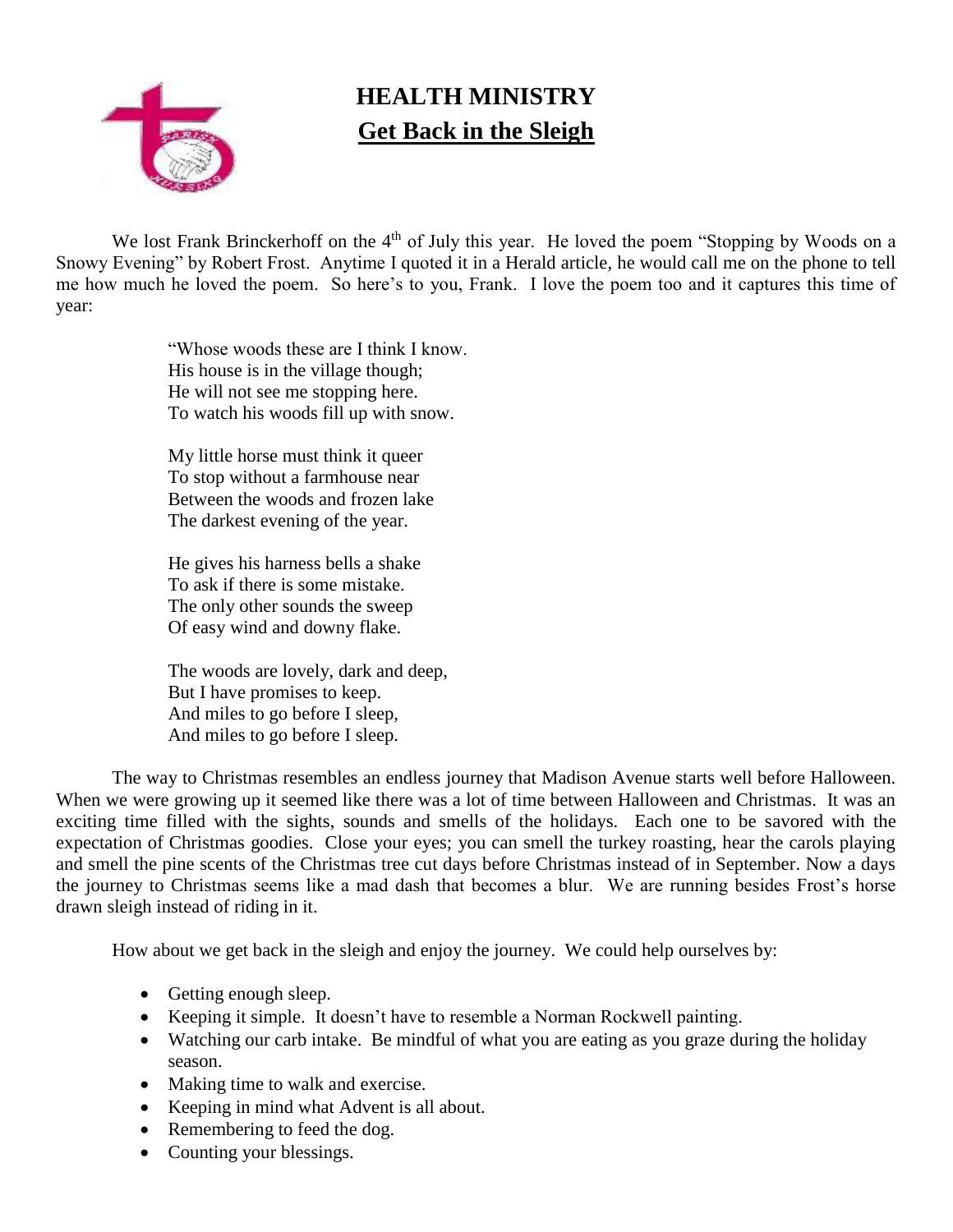# HEALTH MINISTRY

## Get Back in the Sleigh

We lost Frank Brinckerhoff on the 4th of July this year. He loved the poem "Stopping by Woods on a Snowy Evening" by Robert Frost. Anytime I quoted it in a Herald article, he would call me on the phone to tell me how much he loved the poem. So here's to you, Frank. I love the poem too and it captures this time of year:

> "Whose woods these are I think I know.
> His house is in the village though;
> He will not see me stopping here.
> To watch his woods fill up with snow.
>
> My little horse must think it queer
> To stop without a farmhouse near
> Between the woods and frozen lake
> The darkest evening of the year.
>
> He gives his harness bells a shake
> To ask if there is some mistake.
> The only other sounds the sweep
> Of easy wind and downy flake.
>
> The woods are lovely, dark and deep,
> But I have promises to keep.
> And miles to go before I sleep,
> And miles to go before I sleep.

The way to Christmas resembles an endless journey that Madison Avenue starts well before Halloween. When we were growing up it seemed like there was a lot of time between Halloween and Christmas. It was an exciting time filled with the sights, sounds and smells of the holidays. Each one to be savored with the expectation of Christmas goodies. Close your eyes; you can smell the turkey roasting, hear the carols playing and smell the pine scents of the Christmas tree cut days before Christmas instead of in September. Now a days the journey to Christmas seems like a mad dash that becomes a blur. We are running besides Frost's horse drawn sleigh instead of riding in it.

How about we get back in the sleigh and enjoy the journey. We could help ourselves by:

- Getting enough sleep.
- Keeping it simple. It doesn't have to resemble a Norman Rockwell painting.
- Watching our carb intake. Be mindful of what you are eating as you graze during the holiday season.
- Making time to walk and exercise.
- Keeping in mind what Advent is all about.
- Remembering to feed the dog.
- Counting your blessings.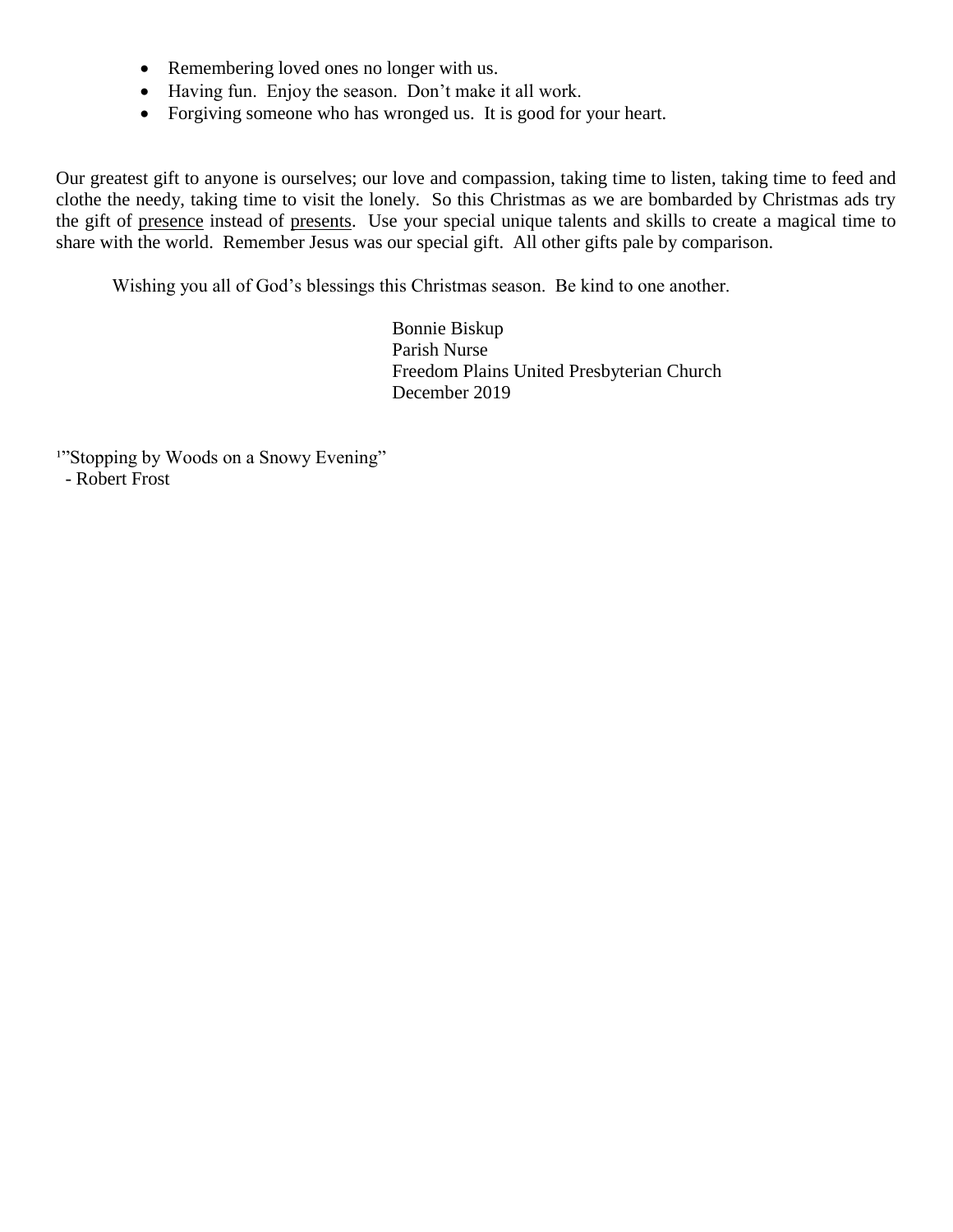- Remembering loved ones no longer with us.
- Having fun. Enjoy the season. Don't make it all work.
- Forgiving someone who has wronged us. It is good for your heart.

Our greatest gift to anyone is ourselves; our love and compassion, taking time to listen, taking time to feed and clothe the needy, taking time to visit the lonely. So this Christmas as we are bombarded by Christmas ads try the gift of <u>presence</u> instead of <u>presents</u>. Use your special unique talents and skills to create a magical time to share with the world. Remember Jesus was our special gift. All other gifts pale by comparison.

Wishing you all of God's blessings this Christmas season. Be kind to one another.

Bonnie Biskup  
Parish Nurse  
Freedom Plains United Presbyterian Church  
December 2019

[1]"Stopping by Woods on a Snowy Evening"  
- Robert Frost